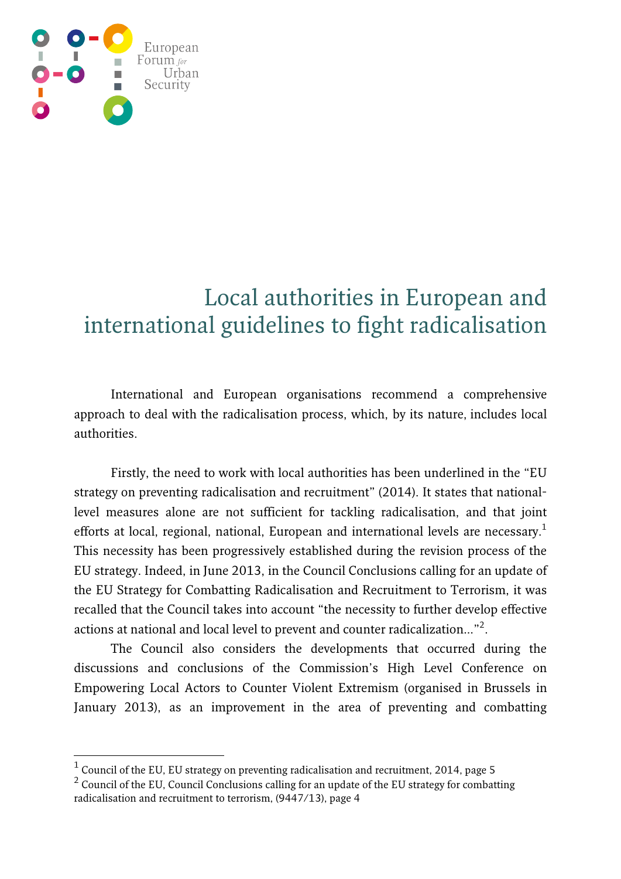European Forum for Urban Security

# Local authorities in European and international guidelines to fight radicalisation

International and European organisations recommend a comprehensive approach to deal with the radicalisation process, which, by its nature, includes local authorities.

Firstly, the need to work with local authorities has been underlined in the "EU strategy on preventing radicalisation and recruitment" (2014). It states that national-level measures alone are not sufficient for tackling radicalisation, and that joint efforts at local, regional, national, European and international levels are necessary.[1] This necessity has been progressively established during the revision process of the EU strategy. Indeed, in June 2013, in the Council Conclusions calling for an update of the EU Strategy for Combatting Radicalisation and Recruitment to Terrorism, it was recalled that the Council takes into account "the necessity to further develop effective actions at national and local level to prevent and counter radicalization..."[2].

The Council also considers the developments that occurred during the discussions and conclusions of the Commission's High Level Conference on Empowering Local Actors to Counter Violent Extremism (organised in Brussels in January 2013), as an improvement in the area of preventing and combatting

---

[1] Council of the EU, EU strategy on preventing radicalisation and recruitment, 2014, page 5

[2] Council of the EU, Council Conclusions calling for an update of the EU strategy for combatting radicalisation and recruitment to terrorism, (9447/13), page 4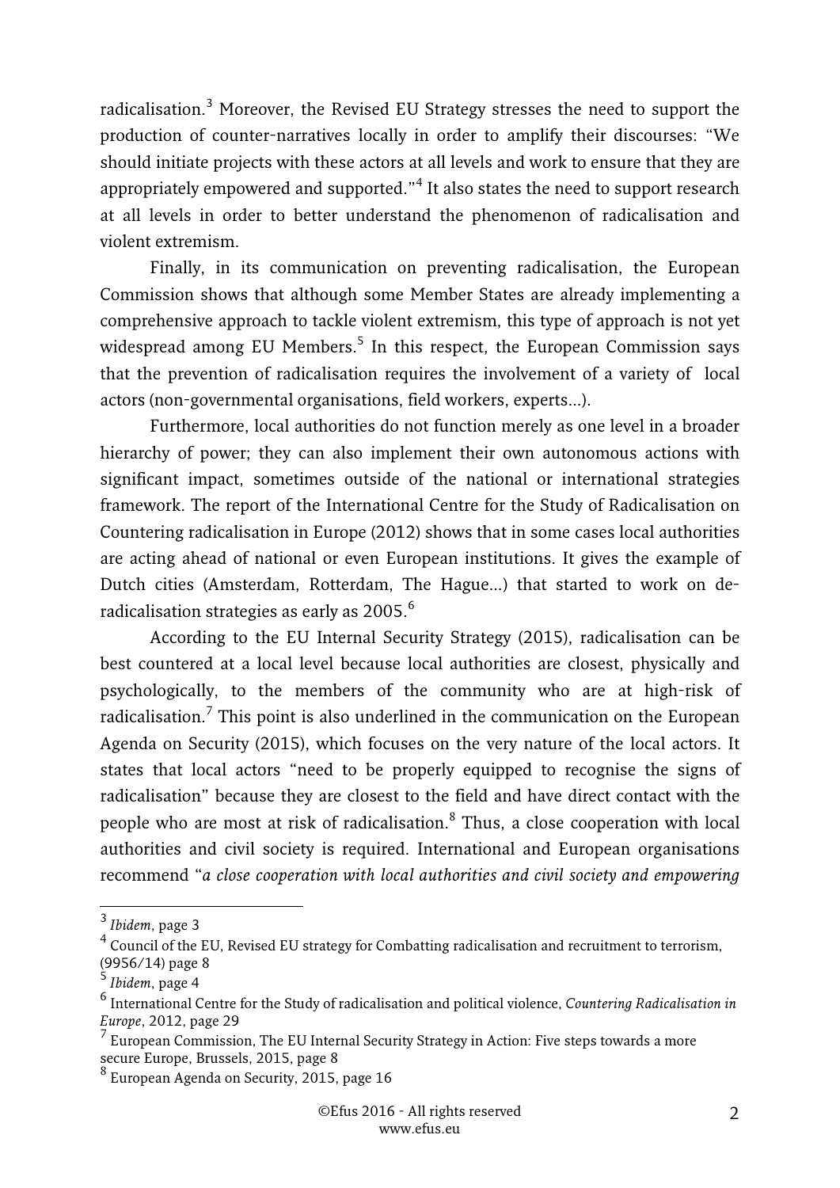radicalisation.[3] Moreover, the Revised EU Strategy stresses the need to support the production of counter-narratives locally in order to amplify their discourses: "We should initiate projects with these actors at all levels and work to ensure that they are appropriately empowered and supported."[4] It also states the need to support research at all levels in order to better understand the phenomenon of radicalisation and violent extremism.

Finally, in its communication on preventing radicalisation, the European Commission shows that although some Member States are already implementing a comprehensive approach to tackle violent extremism, this type of approach is not yet widespread among EU Members.[5] In this respect, the European Commission says that the prevention of radicalisation requires the involvement of a variety of local actors (non-governmental organisations, field workers, experts…).

Furthermore, local authorities do not function merely as one level in a broader hierarchy of power; they can also implement their own autonomous actions with significant impact, sometimes outside of the national or international strategies framework. The report of the International Centre for the Study of Radicalisation on Countering radicalisation in Europe (2012) shows that in some cases local authorities are acting ahead of national or even European institutions. It gives the example of Dutch cities (Amsterdam, Rotterdam, The Hague…) that started to work on de-radicalisation strategies as early as 2005.[6]

According to the EU Internal Security Strategy (2015), radicalisation can be best countered at a local level because local authorities are closest, physically and psychologically, to the members of the community who are at high-risk of radicalisation.[7] This point is also underlined in the communication on the European Agenda on Security (2015), which focuses on the very nature of the local actors. It states that local actors "need to be properly equipped to recognise the signs of radicalisation" because they are closest to the field and have direct contact with the people who are most at risk of radicalisation.[8] Thus, a close cooperation with local authorities and civil society is required. International and European organisations recommend "*a close cooperation with local authorities and civil society and empowering*

---

[3] *Ibidem*, page 3

[4] Council of the EU, Revised EU strategy for Combatting radicalisation and recruitment to terrorism, (9956/14) page 8

[5] *Ibidem*, page 4

[6] International Centre for the Study of radicalisation and political violence, *Countering Radicalisation in Europe*, 2012, page 29

[7] European Commission, The EU Internal Security Strategy in Action: Five steps towards a more secure Europe, Brussels, 2015, page 8

[8] European Agenda on Security, 2015, page 16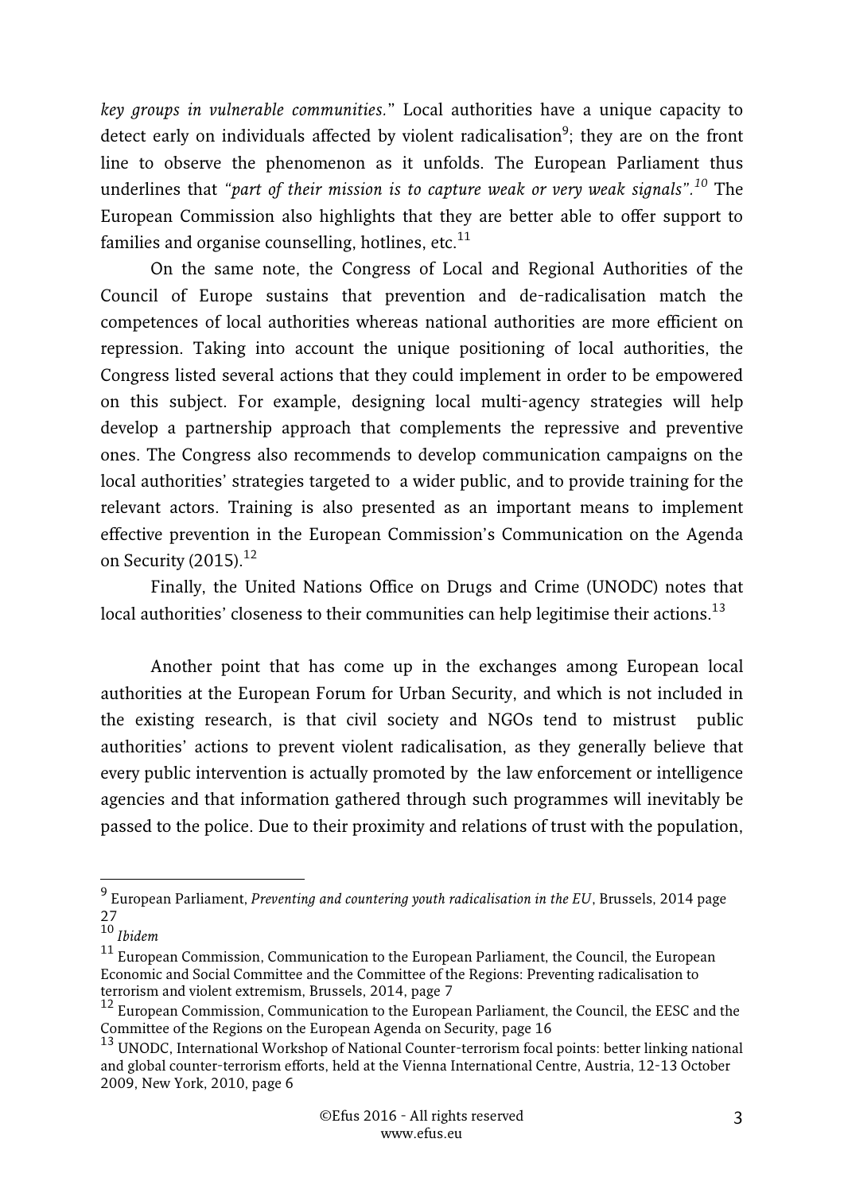*key groups in vulnerable communities.*" Local authorities have a unique capacity to detect early on individuals affected by violent radicalisation[9]; they are on the front line to observe the phenomenon as it unfolds. The European Parliament thus underlines that *"part of their mission is to capture weak or very weak signals".[10]* The European Commission also highlights that they are better able to offer support to families and organise counselling, hotlines, etc.[11]

On the same note, the Congress of Local and Regional Authorities of the Council of Europe sustains that prevention and de-radicalisation match the competences of local authorities whereas national authorities are more efficient on repression. Taking into account the unique positioning of local authorities, the Congress listed several actions that they could implement in order to be empowered on this subject. For example, designing local multi-agency strategies will help develop a partnership approach that complements the repressive and preventive ones. The Congress also recommends to develop communication campaigns on the local authorities' strategies targeted to a wider public, and to provide training for the relevant actors. Training is also presented as an important means to implement effective prevention in the European Commission's Communication on the Agenda on Security (2015).[12]

Finally, the United Nations Office on Drugs and Crime (UNODC) notes that local authorities' closeness to their communities can help legitimise their actions.[13]

Another point that has come up in the exchanges among European local authorities at the European Forum for Urban Security, and which is not included in the existing research, is that civil society and NGOs tend to mistrust public authorities' actions to prevent violent radicalisation, as they generally believe that every public intervention is actually promoted by the law enforcement or intelligence agencies and that information gathered through such programmes will inevitably be passed to the police. Due to their proximity and relations of trust with the population,

---

[9] European Parliament, *Preventing and countering youth radicalisation in the EU*, Brussels, 2014 page 27

[10] *Ibidem*

[11] European Commission, Communication to the European Parliament, the Council, the European Economic and Social Committee and the Committee of the Regions: Preventing radicalisation to terrorism and violent extremism, Brussels, 2014, page 7

[12] European Commission, Communication to the European Parliament, the Council, the EESC and the Committee of the Regions on the European Agenda on Security, page 16

[13] UNODC, International Workshop of National Counter-terrorism focal points: better linking national and global counter-terrorism efforts, held at the Vienna International Centre, Austria, 12-13 October 2009, New York, 2010, page 6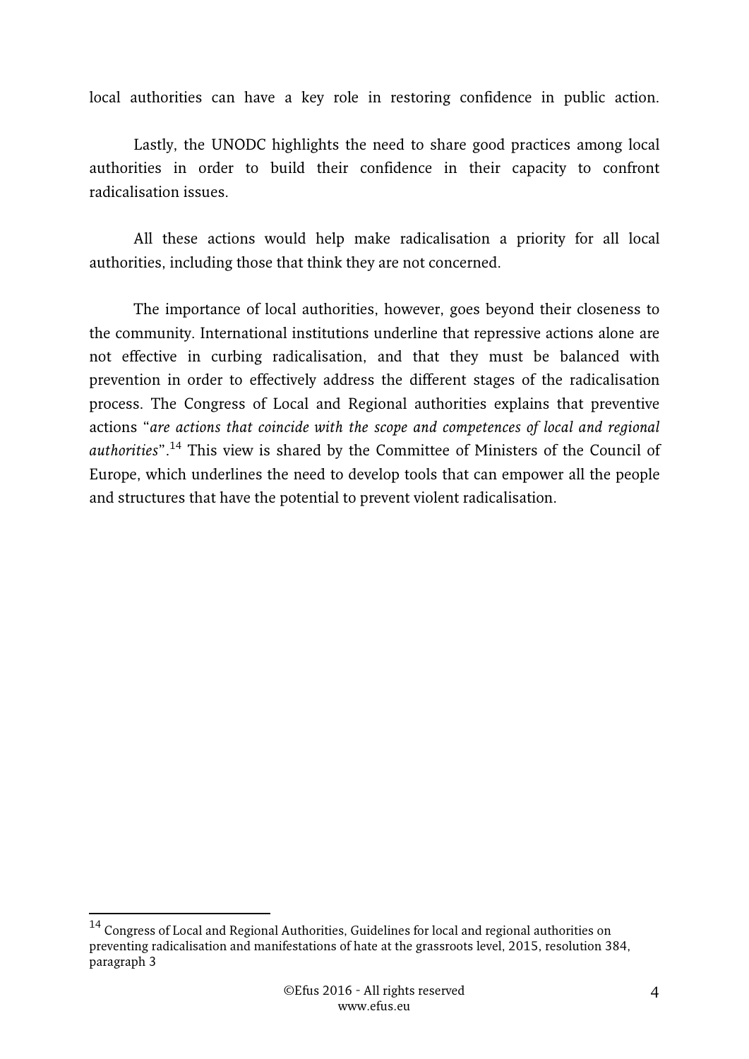local authorities can have a key role in restoring confidence in public action.

Lastly, the UNODC highlights the need to share good practices among local authorities in order to build their confidence in their capacity to confront radicalisation issues.

All these actions would help make radicalisation a priority for all local authorities, including those that think they are not concerned.

The importance of local authorities, however, goes beyond their closeness to the community. International institutions underline that repressive actions alone are not effective in curbing radicalisation, and that they must be balanced with prevention in order to effectively address the different stages of the radicalisation process. The Congress of Local and Regional authorities explains that preventive actions "*are actions that coincide with the scope and competences of local and regional authorities*".[14] This view is shared by the Committee of Ministers of the Council of Europe, which underlines the need to develop tools that can empower all the people and structures that have the potential to prevent violent radicalisation.

---

[14] Congress of Local and Regional Authorities, Guidelines for local and regional authorities on preventing radicalisation and manifestations of hate at the grassroots level, 2015, resolution 384, paragraph 3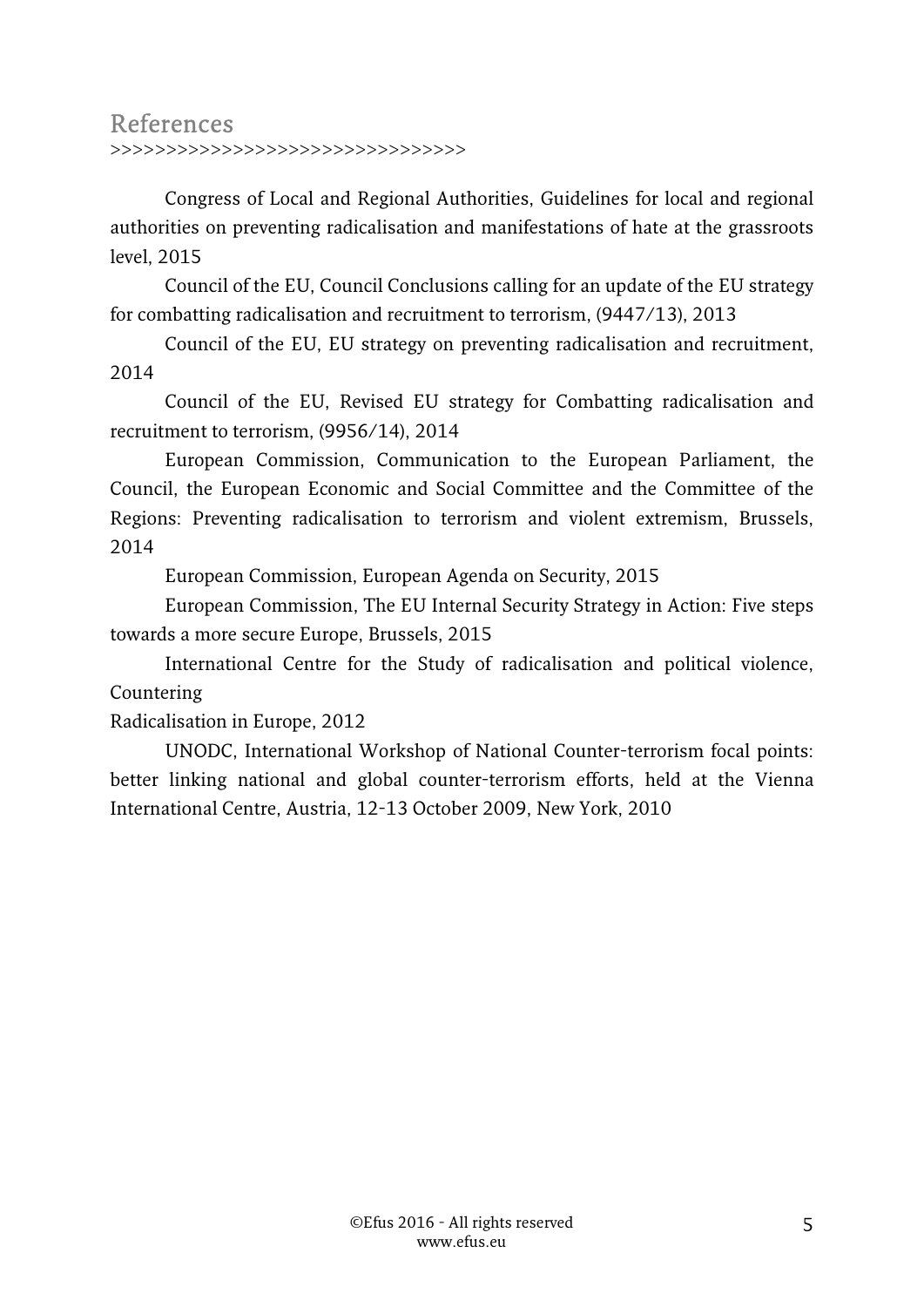## References

>>>>>>>>>>>>>>>>>>>>>>>>>>>>>>>>

Congress of Local and Regional Authorities, Guidelines for local and regional authorities on preventing radicalisation and manifestations of hate at the grassroots level, 2015

Council of the EU, Council Conclusions calling for an update of the EU strategy for combatting radicalisation and recruitment to terrorism, (9447/13), 2013

Council of the EU, EU strategy on preventing radicalisation and recruitment, 2014

Council of the EU, Revised EU strategy for Combatting radicalisation and recruitment to terrorism, (9956/14), 2014

European Commission, Communication to the European Parliament, the Council, the European Economic and Social Committee and the Committee of the Regions: Preventing radicalisation to terrorism and violent extremism, Brussels, 2014

European Commission, European Agenda on Security, 2015

European Commission, The EU Internal Security Strategy in Action: Five steps towards a more secure Europe, Brussels, 2015

International Centre for the Study of radicalisation and political violence, Countering
Radicalisation in Europe, 2012

UNODC, International Workshop of National Counter-terrorism focal points: better linking national and global counter-terrorism efforts, held at the Vienna International Centre, Austria, 12-13 October 2009, New York, 2010